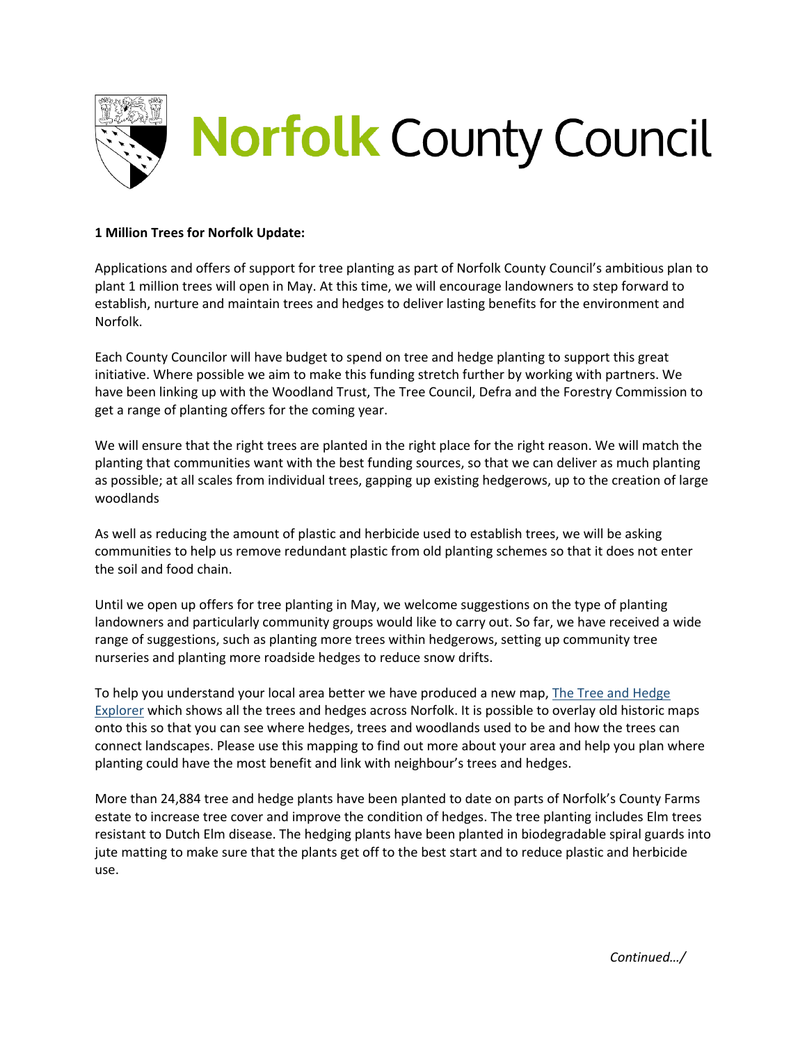**1 Million Trees for Norfolk Update:**

Applications and offers of support for tree planting as part of Norfolk County Council's ambitious plan to plant 1 million trees will open in May. At this time, we will encourage landowners to step forward to establish, nurture and maintain trees and hedges to deliver lasting benefits for the environment and Norfolk.

Each County Councilor will have budget to spend on tree and hedge planting to support this great initiative. Where possible we aim to make this funding stretch further by working with partners. We have been linking up with the Woodland Trust, The Tree Council, Defra and the Forestry Commission to get a range of planting offers for the coming year.

We will ensure that the right trees are planted in the right place for the right reason. We will match the planting that communities want with the best funding sources, so that we can deliver as much planting as possible; at all scales from individual trees, gapping up existing hedgerows, up to the creation of large woodlands

As well as reducing the amount of plastic and herbicide used to establish trees, we will be asking communities to help us remove redundant plastic from old planting schemes so that it does not enter the soil and food chain.

Until we open up offers for tree planting in May, we welcome suggestions on the type of planting landowners and particularly community groups would like to carry out. So far, we have received a wide range of suggestions, such as planting more trees within hedgerows, setting up community tree nurseries and planting more roadside hedges to reduce snow drifts.

To help you understand your local area better we have produced a new map, The Tree and Hedge Explorer which shows all the trees and hedges across Norfolk. It is possible to overlay old historic maps onto this so that you can see where hedges, trees and woodlands used to be and how the trees can connect landscapes. Please use this mapping to find out more about your area and help you plan where planting could have the most benefit and link with neighbour's trees and hedges.

More than 24,884 tree and hedge plants have been planted to date on parts of Norfolk's County Farms estate to increase tree cover and improve the condition of hedges. The tree planting includes Elm trees resistant to Dutch Elm disease. The hedging plants have been planted in biodegradable spiral guards into jute matting to make sure that the plants get off to the best start and to reduce plastic and herbicide use.

*Continued…/*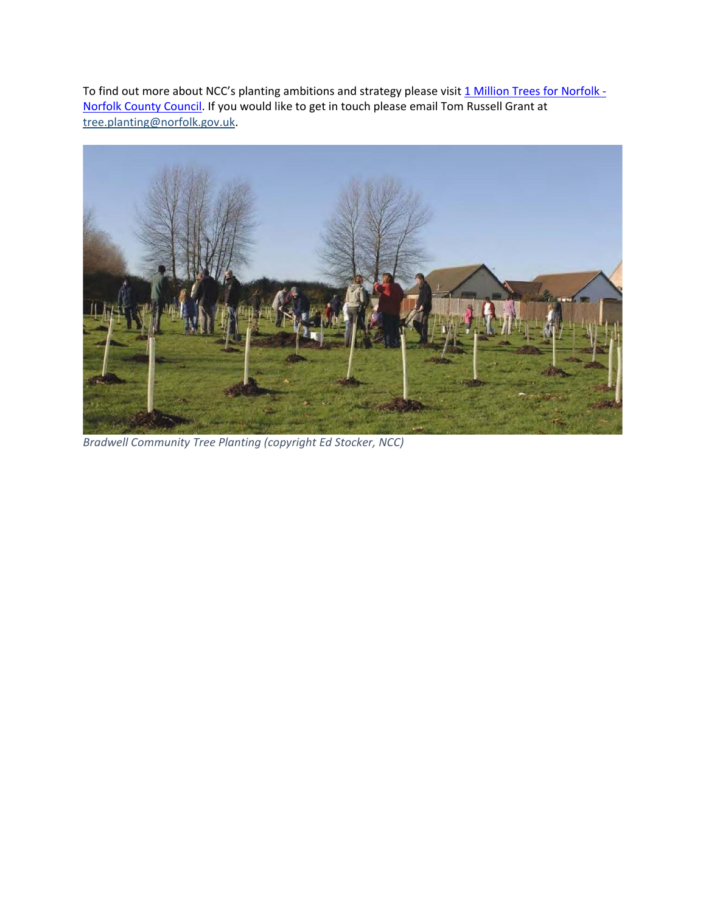To find out more about NCC's planting ambitions and strategy please visit [1 Million Trees for Norfolk - Norfolk County Council](). If you would like to get in touch please email Tom Russell Grant at [tree.planting@norfolk.gov.uk](mailto:tree.planting@norfolk.gov.uk).

*Bradwell Community Tree Planting (copyright Ed Stocker, NCC)*